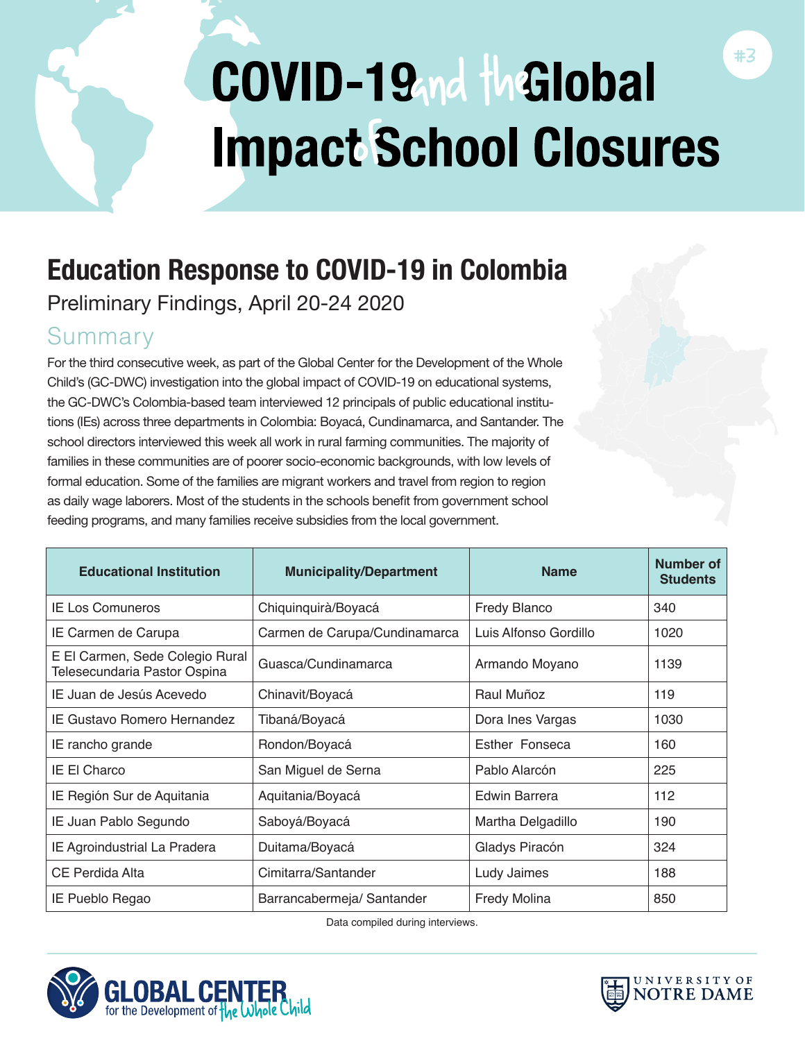# COVID-19 and the Global Impact of School Closures

#3

## Education Response to COVID-19 in Colombia

Preliminary Findings, April 20-24 2020

### Summary

For the third consecutive week, as part of the Global Center for the Development of the Whole Child's (GC-DWC) investigation into the global impact of COVID-19 on educational systems, the GC-DWC's Colombia-based team interviewed 12 principals of public educational institutions (IEs) across three departments in Colombia: Boyacá, Cundinamarca, and Santander. The school directors interviewed this week all work in rural farming communities. The majority of families in these communities are of poorer socio-economic backgrounds, with low levels of formal education. Some of the families are migrant workers and travel from region to region as daily wage laborers. Most of the students in the schools benefit from government school feeding programs, and many families receive subsidies from the local government.

| Educational Institution | Municipality/Department | Name | Number of Students |
|---|---|---|---|
| IE Los Comuneros | Chiquinquirà/Boyacá | Fredy Blanco | 340 |
| IE Carmen de Carupa | Carmen de Carupa/Cundinamarca | Luis Alfonso Gordillo | 1020 |
| E El Carmen, Sede Colegio Rural Telesecundaria Pastor Ospina | Guasca/Cundinamarca | Armando Moyano | 1139 |
| IE Juan de Jesús Acevedo | Chinavit/Boyacá | Raul Muñoz | 119 |
| IE Gustavo Romero Hernandez | Tibaná/Boyacá | Dora Ines Vargas | 1030 |
| IE rancho grande | Rondon/Boyacá | Esther Fonseca | 160 |
| IE El Charco | San Miguel de Serna | Pablo Alarcón | 225 |
| IE Región Sur de Aquitania | Aquitania/Boyacá | Edwin Barrera | 112 |
| IE Juan Pablo Segundo | Saboyá/Boyacá | Martha Delgadillo | 190 |
| IE Agroindustrial La Pradera | Duitama/Boyacá | Gladys Piracón | 324 |
| CE Perdida Alta | Cimitarra/Santander | Ludy Jaimes | 188 |
| IE Pueblo Regao | Barrancabermeja/ Santander | Fredy Molina | 850 |

Data compiled during interviews.

GLOBAL CENTER for the Development of the Whole Child

UNIVERSITY OF NOTRE DAME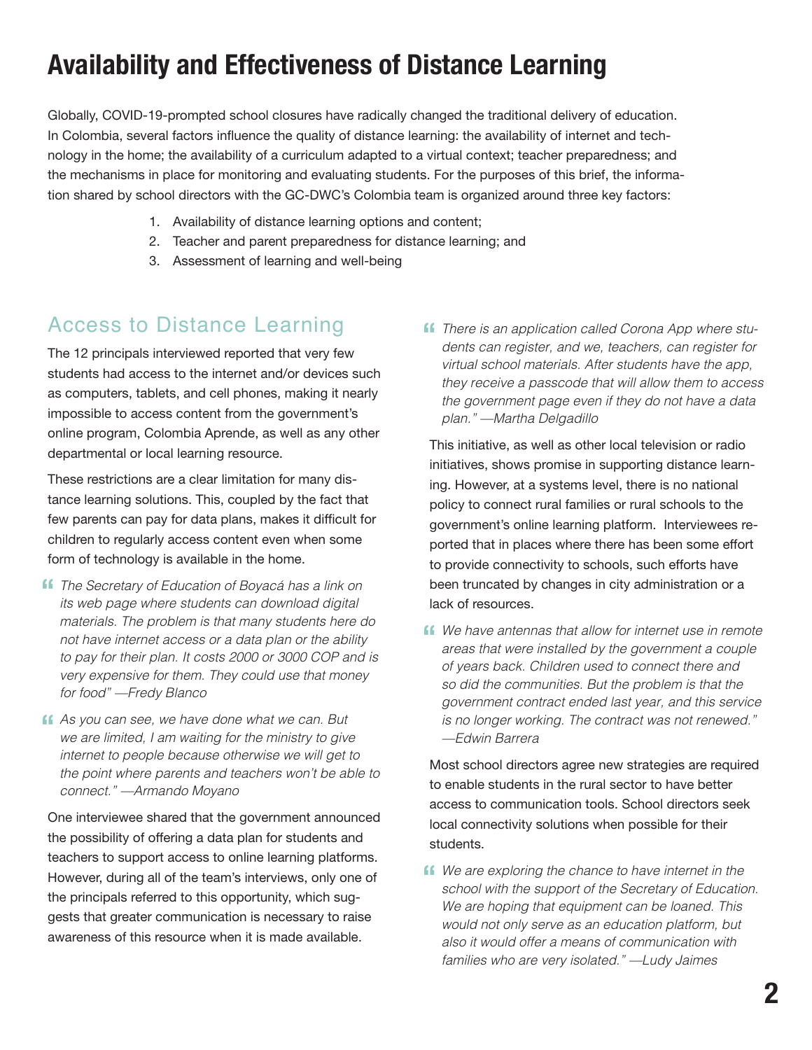# Availability and Effectiveness of Distance Learning

Globally, COVID-19-prompted school closures have radically changed the traditional delivery of education. In Colombia, several factors influence the quality of distance learning: the availability of internet and technology in the home; the availability of a curriculum adapted to a virtual context; teacher preparedness; and the mechanisms in place for monitoring and evaluating students. For the purposes of this brief, the information shared by school directors with the GC-DWC's Colombia team is organized around three key factors:

1. Availability of distance learning options and content;
2. Teacher and parent preparedness for distance learning; and
3. Assessment of learning and well-being

## Access to Distance Learning

The 12 principals interviewed reported that very few students had access to the internet and/or devices such as computers, tablets, and cell phones, making it nearly impossible to access content from the government's online program, Colombia Aprende, as well as any other departmental or local learning resource.

These restrictions are a clear limitation for many distance learning solutions. This, coupled by the fact that few parents can pay for data plans, makes it difficult for children to regularly access content even when some form of technology is available in the home.

> *The Secretary of Education of Boyacá has a link on its web page where students can download digital materials. The problem is that many students here do not have internet access or a data plan or the ability to pay for their plan. It costs 2000 or 3000 COP and is very expensive for them. They could use that money for food" —Fredy Blanco*

> *As you can see, we have done what we can. But we are limited, I am waiting for the ministry to give internet to people because otherwise we will get to the point where parents and teachers won't be able to connect." —Armando Moyano*

One interviewee shared that the government announced the possibility of offering a data plan for students and teachers to support access to online learning platforms. However, during all of the team's interviews, only one of the principals referred to this opportunity, which suggests that greater communication is necessary to raise awareness of this resource when it is made available.

> *There is an application called Corona App where students can register, and we, teachers, can register for virtual school materials. After students have the app, they receive a passcode that will allow them to access the government page even if they do not have a data plan." —Martha Delgadillo*

This initiative, as well as other local television or radio initiatives, shows promise in supporting distance learning. However, at a systems level, there is no national policy to connect rural families or rural schools to the government's online learning platform. Interviewees reported that in places where there has been some effort to provide connectivity to schools, such efforts have been truncated by changes in city administration or a lack of resources.

> *We have antennas that allow for internet use in remote areas that were installed by the government a couple of years back. Children used to connect there and so did the communities. But the problem is that the government contract ended last year, and this service is no longer working. The contract was not renewed." —Edwin Barrera*

Most school directors agree new strategies are required to enable students in the rural sector to have better access to communication tools. School directors seek local connectivity solutions when possible for their students.

> *We are exploring the chance to have internet in the school with the support of the Secretary of Education. We are hoping that equipment can be loaned. This would not only serve as an education platform, but also it would offer a means of communication with families who are very isolated." —Ludy Jaimes*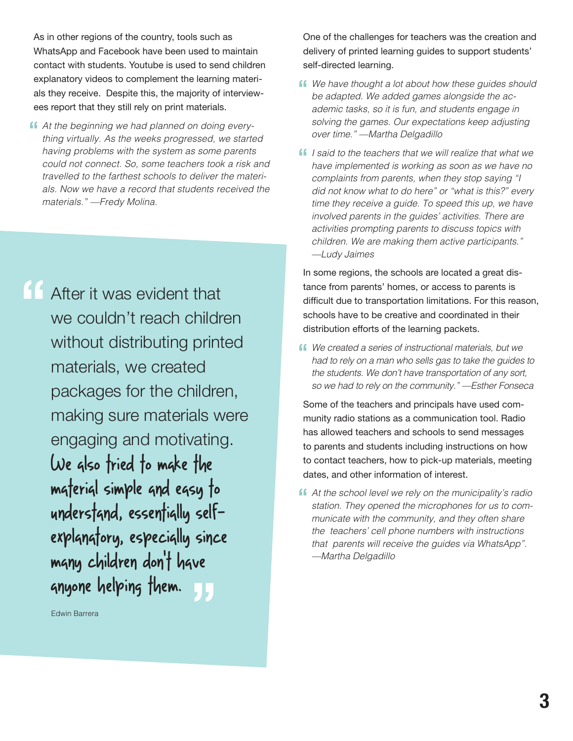As in other regions of the country, tools such as WhatsApp and Facebook have been used to maintain contact with students. Youtube is used to send children explanatory videos to complement the learning materials they receive. Despite this, the majority of interviewees report that they still rely on print materials.

> *At the beginning we had planned on doing everything virtually. As the weeks progressed, we started having problems with the system as some parents could not connect. So, some teachers took a risk and travelled to the farthest schools to deliver the materials. Now we have a record that students received the materials." —Fredy Molina.*

> After it was evident that we couldn't reach children without distributing printed materials, we created packages for the children, making sure materials were engaging and motivating. **We also tried to make the material simple and easy to understand, essentially self-explanatory, especially since many children don't have anyone helping them.**
>
> Edwin Barrera

One of the challenges for teachers was the creation and delivery of printed learning guides to support students' self-directed learning.

> *We have thought a lot about how these guides should be adapted. We added games alongside the academic tasks, so it is fun, and students engage in solving the games. Our expectations keep adjusting over time." —Martha Delgadillo*

> *I said to the teachers that we will realize that what we have implemented is working as soon as we have no complaints from parents, when they stop saying "I did not know what to do here" or "what is this?" every time they receive a guide. To speed this up, we have involved parents in the guides' activities. There are activities prompting parents to discuss topics with children. We are making them active participants." —Ludy Jaimes*

In some regions, the schools are located a great distance from parents' homes, or access to parents is difficult due to transportation limitations. For this reason, schools have to be creative and coordinated in their distribution efforts of the learning packets.

> *We created a series of instructional materials, but we had to rely on a man who sells gas to take the guides to the students. We don't have transportation of any sort, so we had to rely on the community." —Esther Fonseca*

Some of the teachers and principals have used community radio stations as a communication tool. Radio has allowed teachers and schools to send messages to parents and students including instructions on how to contact teachers, how to pick-up materials, meeting dates, and other information of interest.

> *At the school level we rely on the municipality's radio station. They opened the microphones for us to communicate with the community, and they often share the teachers' cell phone numbers with instructions that parents will receive the guides via WhatsApp". —Martha Delgadillo*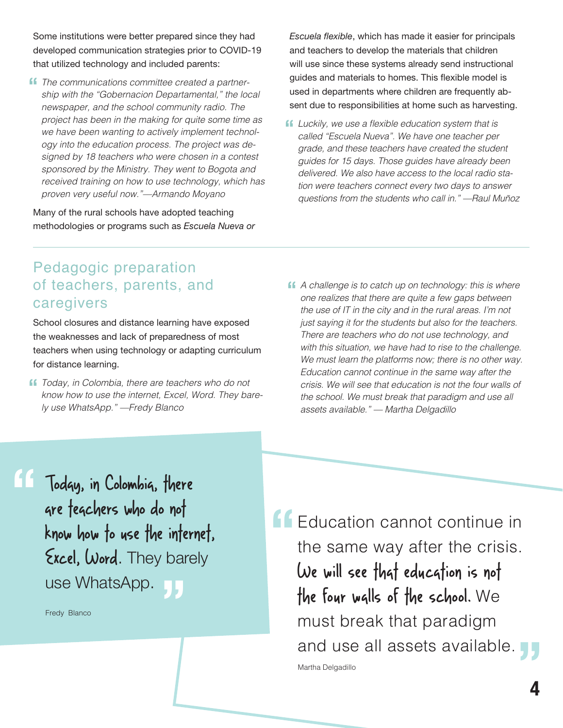Some institutions were better prepared since they had developed communication strategies prior to COVID-19 that utilized technology and included parents:

> *The communications committee created a partnership with the "Gobernacion Departamental," the local newspaper, and the school community radio. The project has been in the making for quite some time as we have been wanting to actively implement technology into the education process. The project was designed by 18 teachers who were chosen in a contest sponsored by the Ministry. They went to Bogota and received training on how to use technology, which has proven very useful now."—Armando Moyano*

Many of the rural schools have adopted teaching methodologies or programs such as *Escuela Nueva or Escuela flexible*, which has made it easier for principals and teachers to develop the materials that children will use since these systems already send instructional guides and materials to homes. This flexible model is used in departments where children are frequently absent due to responsibilities at home such as harvesting.

> *Luckily, we use a flexible education system that is called "Escuela Nueva". We have one teacher per grade, and these teachers have created the student guides for 15 days. Those guides have already been delivered. We also have access to the local radio station were teachers connect every two days to answer questions from the students who call in." —Raul Muñoz*

## Pedagogic preparation of teachers, parents, and caregivers

School closures and distance learning have exposed the weaknesses and lack of preparedness of most teachers when using technology or adapting curriculum for distance learning.

> *Today, in Colombia, there are teachers who do not know how to use the internet, Excel, Word. They barely use WhatsApp." —Fredy Blanco*

> *A challenge is to catch up on technology: this is where one realizes that there are quite a few gaps between the use of IT in the city and in the rural areas. I'm not just saying it for the students but also for the teachers. There are teachers who do not use technology, and with this situation, we have had to rise to the challenge. We must learn the platforms now; there is no other way. Education cannot continue in the same way after the crisis. We will see that education is not the four walls of the school. We must break that paradigm and use all assets available." — Martha Delgadillo*

> "Today, in Colombia, there are teachers who do not know how to use the internet, Excel, Word. They barely use WhatsApp."
>
> Fredy Blanco

> "Education cannot continue in the same way after the crisis. We will see that education is not the four walls of the school. We must break that paradigm and use all assets available."
>
> Martha Delgadillo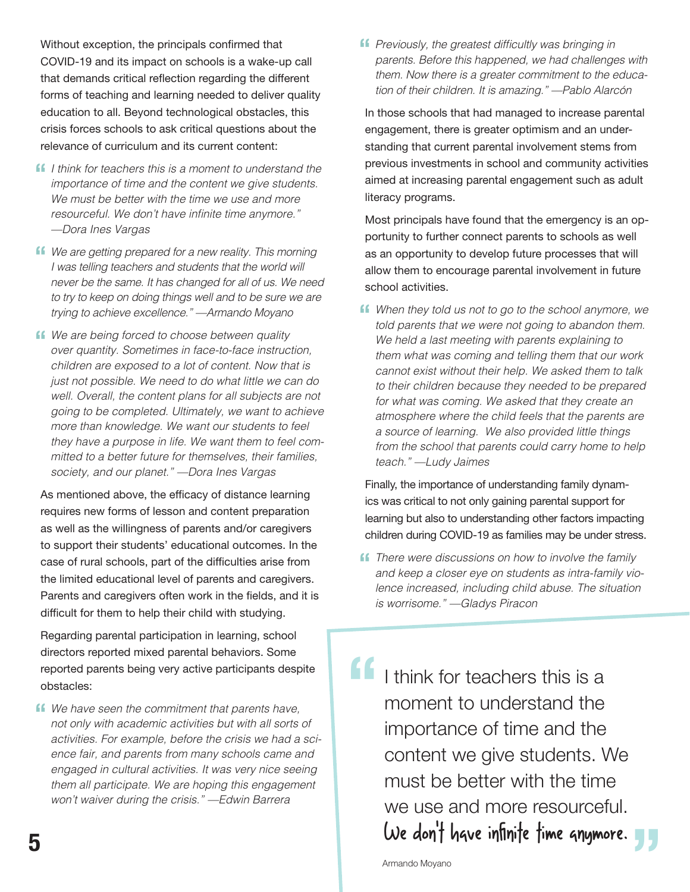Without exception, the principals confirmed that COVID-19 and its impact on schools is a wake-up call that demands critical reflection regarding the different forms of teaching and learning needed to deliver quality education to all. Beyond technological obstacles, this crisis forces schools to ask critical questions about the relevance of curriculum and its current content:

> *I think for teachers this is a moment to understand the importance of time and the content we give students. We must be better with the time we use and more resourceful. We don't have infinite time anymore." —Dora Ines Vargas*

> *We are getting prepared for a new reality. This morning I was telling teachers and students that the world will never be the same. It has changed for all of us. We need to try to keep on doing things well and to be sure we are trying to achieve excellence." —Armando Moyano*

> *We are being forced to choose between quality over quantity. Sometimes in face-to-face instruction, children are exposed to a lot of content. Now that is just not possible. We need to do what little we can do well. Overall, the content plans for all subjects are not going to be completed. Ultimately, we want to achieve more than knowledge. We want our students to feel they have a purpose in life. We want them to feel committed to a better future for themselves, their families, society, and our planet." —Dora Ines Vargas*

As mentioned above, the efficacy of distance learning requires new forms of lesson and content preparation as well as the willingness of parents and/or caregivers to support their students' educational outcomes. In the case of rural schools, part of the difficulties arise from the limited educational level of parents and caregivers. Parents and caregivers often work in the fields, and it is difficult for them to help their child with studying.

Regarding parental participation in learning, school directors reported mixed parental behaviors. Some reported parents being very active participants despite obstacles:

> *We have seen the commitment that parents have, not only with academic activities but with all sorts of activities. For example, before the crisis we had a science fair, and parents from many schools came and engaged in cultural activities. It was very nice seeing them all participate. We are hoping this engagement won't waiver during the crisis." —Edwin Barrera*

> *Previously, the greatest difficultly was bringing in parents. Before this happened, we had challenges with them. Now there is a greater commitment to the education of their children. It is amazing." —Pablo Alarcón*

In those schools that had managed to increase parental engagement, there is greater optimism and an understanding that current parental involvement stems from previous investments in school and community activities aimed at increasing parental engagement such as adult literacy programs.

Most principals have found that the emergency is an opportunity to further connect parents to schools as well as an opportunity to develop future processes that will allow them to encourage parental involvement in future school activities.

> *When they told us not to go to the school anymore, we told parents that we were not going to abandon them. We held a last meeting with parents explaining to them what was coming and telling them that our work cannot exist without their help. We asked them to talk to their children because they needed to be prepared for what was coming. We asked that they create an atmosphere where the child feels that the parents are a source of learning. We also provided little things from the school that parents could carry home to help teach." —Ludy Jaimes*

Finally, the importance of understanding family dynamics was critical to not only gaining parental support for learning but also to understanding other factors impacting children during COVID-19 as families may be under stress.

> *There were discussions on how to involve the family and keep a closer eye on students as intra-family violence increased, including child abuse. The situation is worrisome." —Gladys Piracon*

> I think for teachers this is a moment to understand the importance of time and the content we give students. We must be better with the time we use and more resourceful. **We don't have infinite time anymore.**
>
> Armando Moyano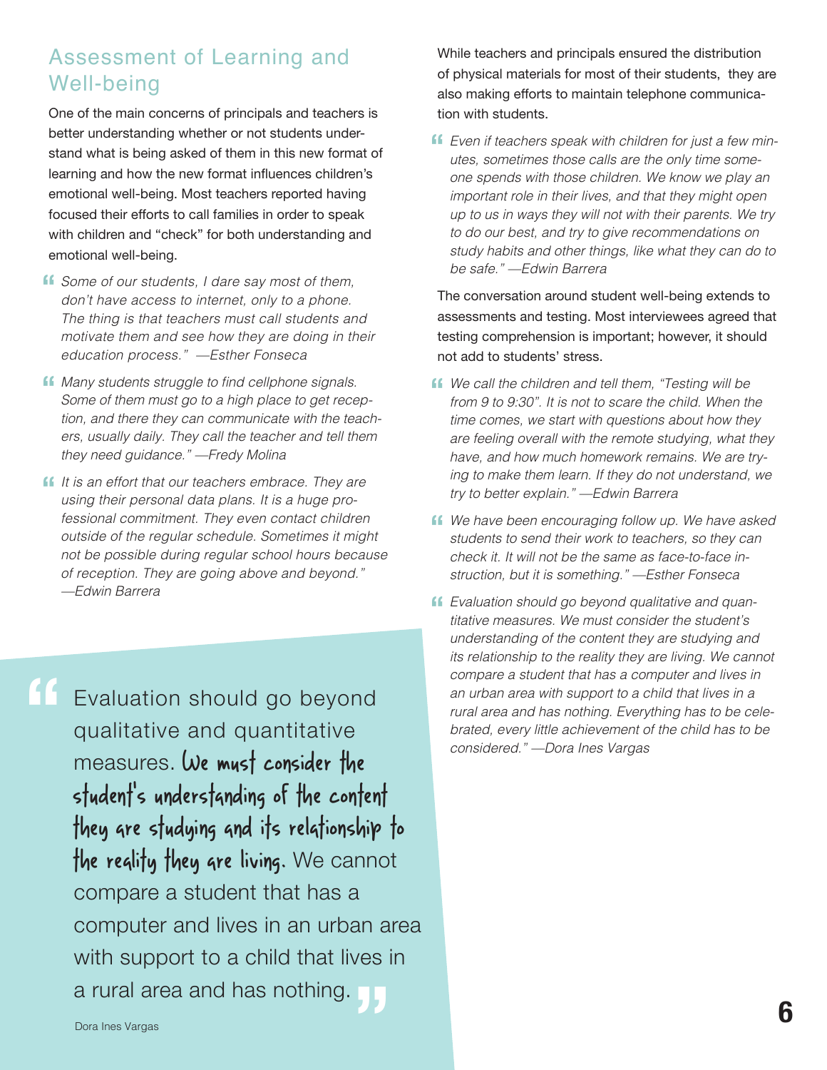## Assessment of Learning and Well-being

One of the main concerns of principals and teachers is better understanding whether or not students understand what is being asked of them in this new format of learning and how the new format influences children's emotional well-being. Most teachers reported having focused their efforts to call families in order to speak with children and "check" for both understanding and emotional well-being.

> *Some of our students, I dare say most of them, don't have access to internet, only to a phone. The thing is that teachers must call students and motivate them and see how they are doing in their education process." —Esther Fonseca*

> *Many students struggle to find cellphone signals. Some of them must go to a high place to get reception, and there they can communicate with the teachers, usually daily. They call the teacher and tell them they need guidance." —Fredy Molina*

> *It is an effort that our teachers embrace. They are using their personal data plans. It is a huge professional commitment. They even contact children outside of the regular schedule. Sometimes it might not be possible during regular school hours because of reception. They are going above and beyond." —Edwin Barrera*

> "Evaluation should go beyond qualitative and quantitative measures. **We must consider the student's understanding of the content they are studying and its relationship to the reality they are living.** We cannot compare a student that has a computer and lives in an urban area with support to a child that lives in a rural area and has nothing."
>
> Dora Ines Vargas

While teachers and principals ensured the distribution of physical materials for most of their students, they are also making efforts to maintain telephone communication with students.

> *Even if teachers speak with children for just a few minutes, sometimes those calls are the only time someone spends with those children. We know we play an important role in their lives, and that they might open up to us in ways they will not with their parents. We try to do our best, and try to give recommendations on study habits and other things, like what they can do to be safe." —Edwin Barrera*

The conversation around student well-being extends to assessments and testing. Most interviewees agreed that testing comprehension is important; however, it should not add to students' stress.

> *We call the children and tell them, "Testing will be from 9 to 9:30". It is not to scare the child. When the time comes, we start with questions about how they are feeling overall with the remote studying, what they have, and how much homework remains. We are trying to make them learn. If they do not understand, we try to better explain." —Edwin Barrera*

> *We have been encouraging follow up. We have asked students to send their work to teachers, so they can check it. It will not be the same as face-to-face instruction, but it is something." —Esther Fonseca*

> *Evaluation should go beyond qualitative and quantitative measures. We must consider the student's understanding of the content they are studying and its relationship to the reality they are living. We cannot compare a student that has a computer and lives in an urban area with support to a child that lives in a rural area and has nothing. Everything has to be celebrated, every little achievement of the child has to be considered." —Dora Ines Vargas*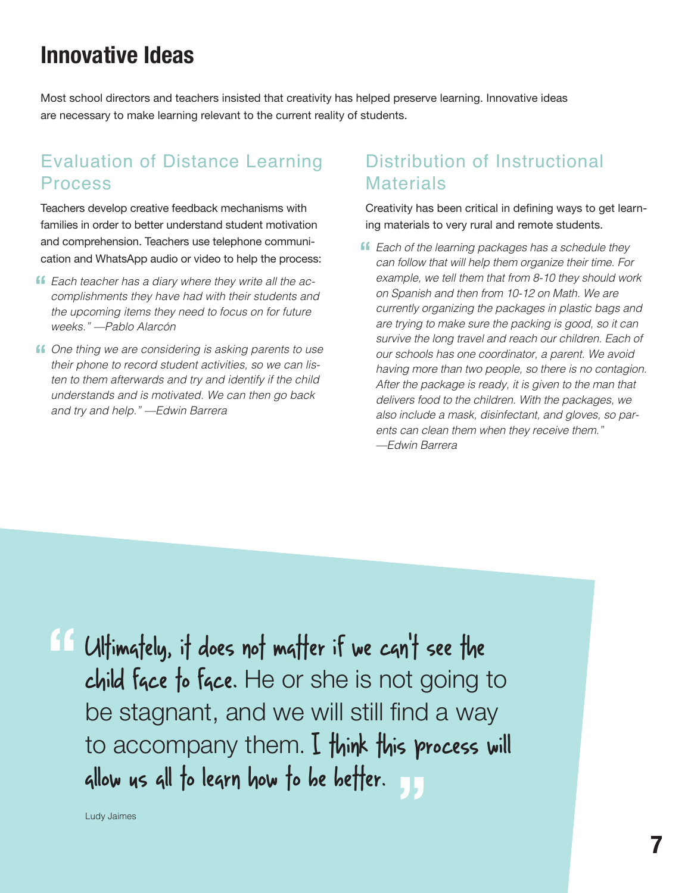## Innovative Ideas

Most school directors and teachers insisted that creativity has helped preserve learning. Innovative ideas are necessary to make learning relevant to the current reality of students.

### Evaluation of Distance Learning Process

Teachers develop creative feedback mechanisms with families in order to better understand student motivation and comprehension. Teachers use telephone communication and WhatsApp audio or video to help the process:

> *Each teacher has a diary where they write all the accomplishments they have had with their students and the upcoming items they need to focus on for future weeks." —Pablo Alarcón*

> *One thing we are considering is asking parents to use their phone to record student activities, so we can listen to them afterwards and try and identify if the child understands and is motivated. We can then go back and try and help." —Edwin Barrera*

### Distribution of Instructional Materials

Creativity has been critical in defining ways to get learning materials to very rural and remote students.

> *Each of the learning packages has a schedule they can follow that will help them organize their time. For example, we tell them that from 8-10 they should work on Spanish and then from 10-12 on Math. We are currently organizing the packages in plastic bags and are trying to make sure the packing is good, so it can survive the long travel and reach our children. Each of our schools has one coordinator, a parent. We avoid having more than two people, so there is no contagion. After the package is ready, it is given to the man that delivers food to the children. With the packages, we also include a mask, disinfectant, and gloves, so parents can clean them when they receive them." —Edwin Barrera*

> **Ultimately, it does not matter if we can't see the child face to face.** He or she is not going to be stagnant, and we will still find a way to accompany them. **I think this process will allow us all to learn how to be better.**
>
> Ludy Jaimes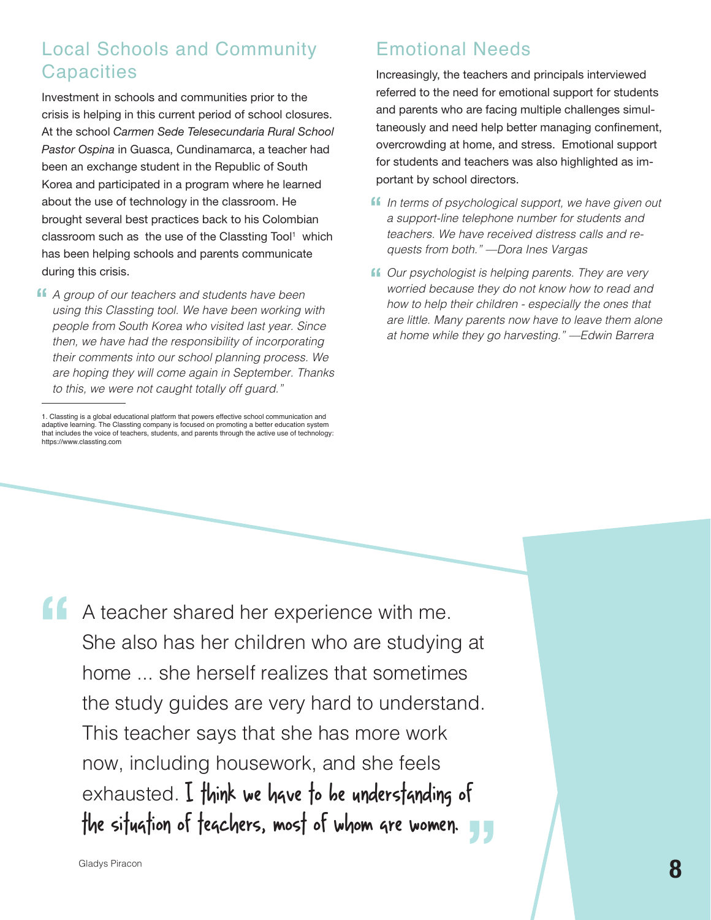## Local Schools and Community Capacities

Investment in schools and communities prior to the crisis is helping in this current period of school closures. At the school *Carmen Sede Telesecundaria Rural School Pastor Ospina* in Guasca, Cundinamarca, a teacher had been an exchange student in the Republic of South Korea and participated in a program where he learned about the use of technology in the classroom. He brought several best practices back to his Colombian classroom such as the use of the Classting Tool[1] which has been helping schools and parents communicate during this crisis.

> *"A group of our teachers and students have been using this Classting tool. We have been working with people from South Korea who visited last year. Since then, we have had the responsibility of incorporating their comments into our school planning process. We are hoping they will come again in September. Thanks to this, we were not caught totally off guard."*

1. Classting is a global educational platform that powers effective school communication and adaptive learning. The Classting company is focused on promoting a better education system that includes the voice of teachers, students, and parents through the active use of technology: https://www.classting.com

## Emotional Needs

Increasingly, the teachers and principals interviewed referred to the need for emotional support for students and parents who are facing multiple challenges simultaneously and need help better managing confinement, overcrowding at home, and stress. Emotional support for students and teachers was also highlighted as important by school directors.

> *"In terms of psychological support, we have given out a support-line telephone number for students and teachers. We have received distress calls and requests from both." —Dora Ines Vargas*

> *"Our psychologist is helping parents. They are very worried because they do not know how to read and how to help their children - especially the ones that are little. Many parents now have to leave them alone at home while they go harvesting." —Edwin Barrera*

> "A teacher shared her experience with me. She also has her children who are studying at home ... she herself realizes that sometimes the study guides are very hard to understand. This teacher says that she has more work now, including housework, and she feels exhausted. **I think we have to be understanding of the situation of teachers, most of whom are women.**"

Gladys Piracon